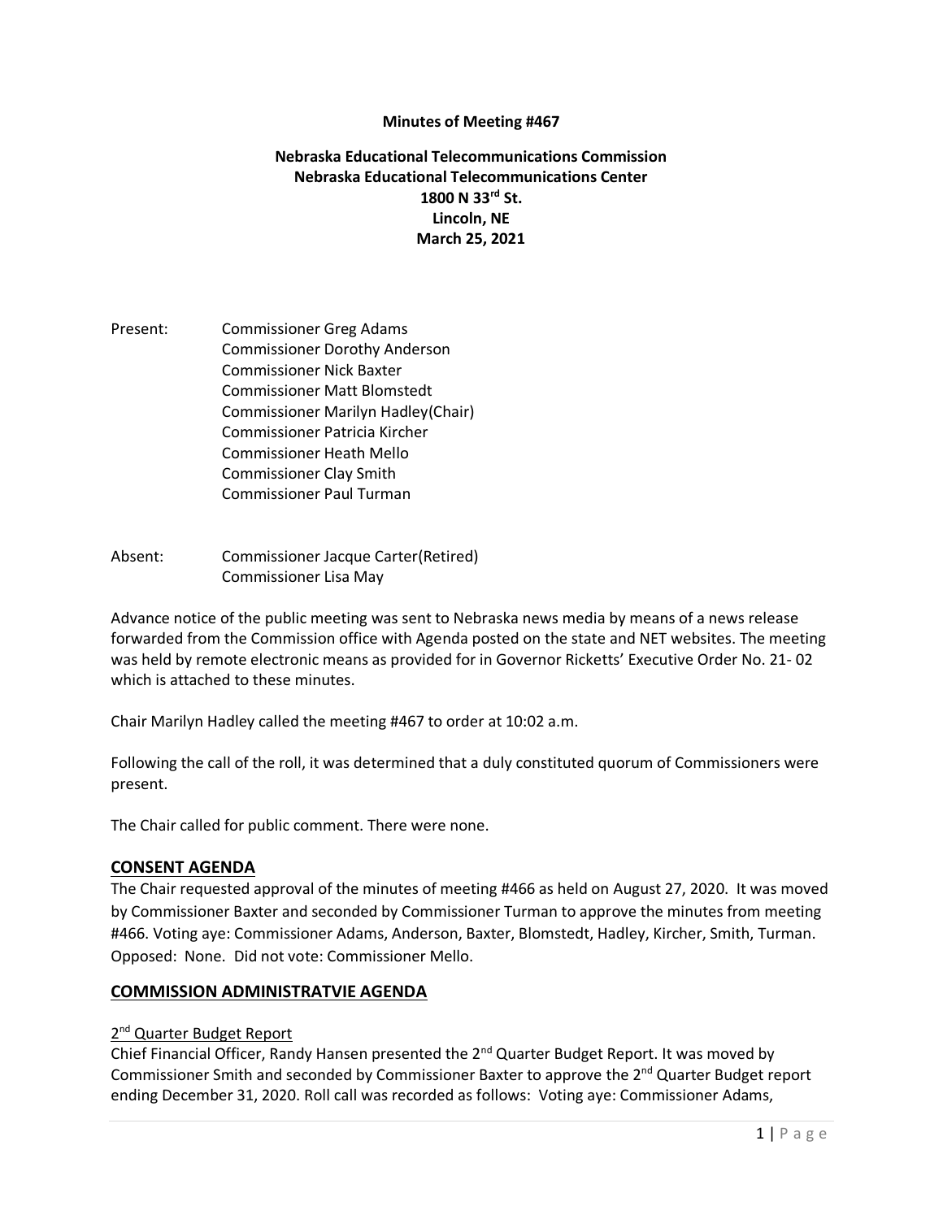**Minutes of Meeting #467**

**Nebraska Educational Telecommunications Commission**
**Nebraska Educational Telecommunications Center**
**1800 N 33rd St.**
**Lincoln, NE**
**March 25, 2021**

Present: Commissioner Greg Adams
Commissioner Dorothy Anderson
Commissioner Nick Baxter
Commissioner Matt Blomstedt
Commissioner Marilyn Hadley(Chair)
Commissioner Patricia Kircher
Commissioner Heath Mello
Commissioner Clay Smith
Commissioner Paul Turman

Absent: Commissioner Jacque Carter(Retired)
Commissioner Lisa May

Advance notice of the public meeting was sent to Nebraska news media by means of a news release forwarded from the Commission office with Agenda posted on the state and NET websites. The meeting was held by remote electronic means as provided for in Governor Ricketts' Executive Order No. 21- 02 which is attached to these minutes.

Chair Marilyn Hadley called the meeting #467 to order at 10:02 a.m.

Following the call of the roll, it was determined that a duly constituted quorum of Commissioners were present.

The Chair called for public comment. There were none.

## CONSENT AGENDA

The Chair requested approval of the minutes of meeting #466 as held on August 27, 2020. It was moved by Commissioner Baxter and seconded by Commissioner Turman to approve the minutes from meeting #466. Voting aye: Commissioner Adams, Anderson, Baxter, Blomstedt, Hadley, Kircher, Smith, Turman. Opposed: None. Did not vote: Commissioner Mello.

## COMMISSION ADMINISTRATVIE AGENDA

2nd Quarter Budget Report

Chief Financial Officer, Randy Hansen presented the 2nd Quarter Budget Report. It was moved by Commissioner Smith and seconded by Commissioner Baxter to approve the 2nd Quarter Budget report ending December 31, 2020. Roll call was recorded as follows: Voting aye: Commissioner Adams,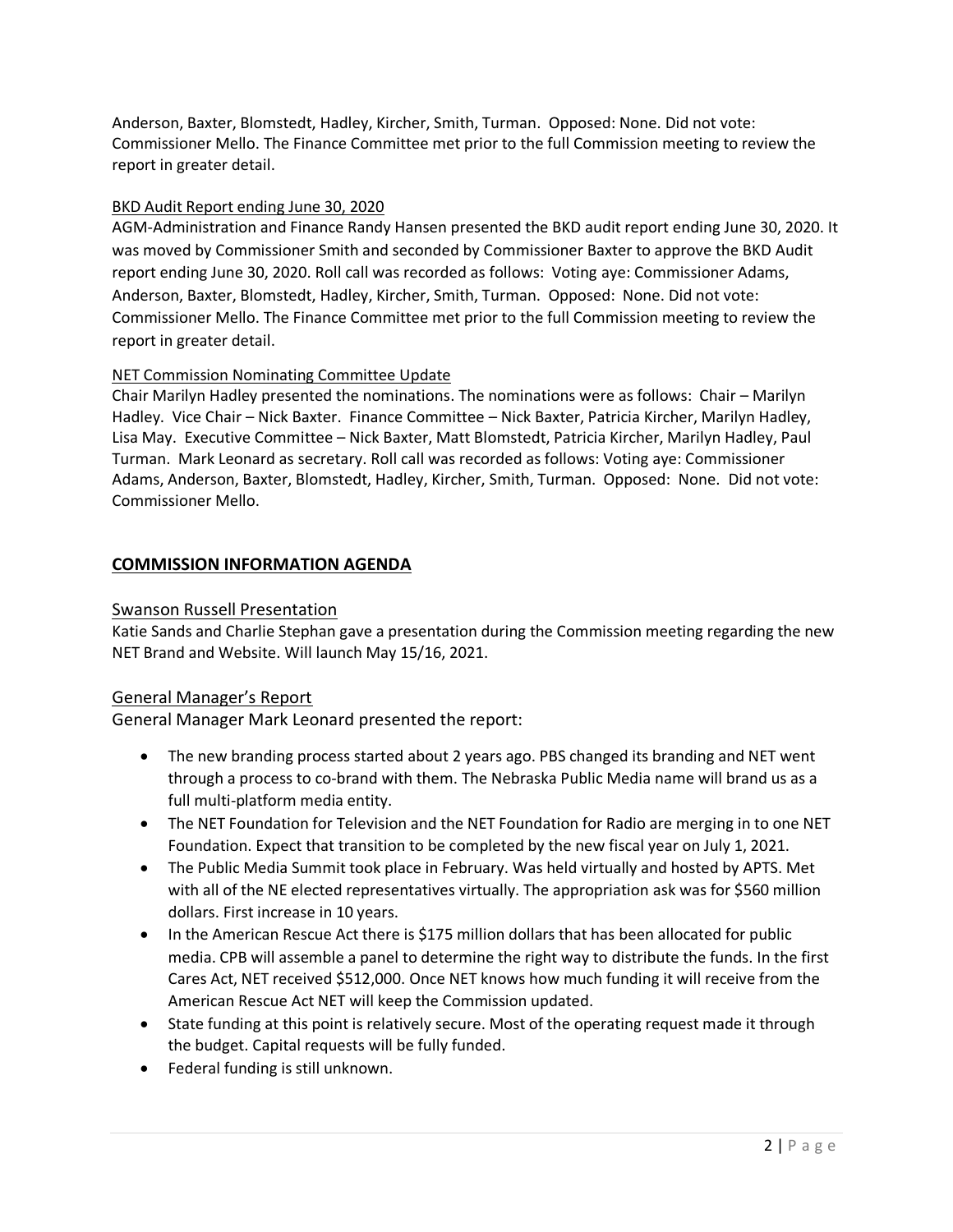Anderson, Baxter, Blomstedt, Hadley, Kircher, Smith, Turman. Opposed: None. Did not vote: Commissioner Mello. The Finance Committee met prior to the full Commission meeting to review the report in greater detail.

BKD Audit Report ending June 30, 2020

AGM-Administration and Finance Randy Hansen presented the BKD audit report ending June 30, 2020. It was moved by Commissioner Smith and seconded by Commissioner Baxter to approve the BKD Audit report ending June 30, 2020. Roll call was recorded as follows: Voting aye: Commissioner Adams, Anderson, Baxter, Blomstedt, Hadley, Kircher, Smith, Turman. Opposed: None. Did not vote: Commissioner Mello. The Finance Committee met prior to the full Commission meeting to review the report in greater detail.

NET Commission Nominating Committee Update

Chair Marilyn Hadley presented the nominations. The nominations were as follows: Chair – Marilyn Hadley. Vice Chair – Nick Baxter. Finance Committee – Nick Baxter, Patricia Kircher, Marilyn Hadley, Lisa May. Executive Committee – Nick Baxter, Matt Blomstedt, Patricia Kircher, Marilyn Hadley, Paul Turman. Mark Leonard as secretary. Roll call was recorded as follows: Voting aye: Commissioner Adams, Anderson, Baxter, Blomstedt, Hadley, Kircher, Smith, Turman. Opposed: None. Did not vote: Commissioner Mello.

## COMMISSION INFORMATION AGENDA

### Swanson Russell Presentation

Katie Sands and Charlie Stephan gave a presentation during the Commission meeting regarding the new NET Brand and Website. Will launch May 15/16, 2021.

### General Manager's Report

General Manager Mark Leonard presented the report:

- The new branding process started about 2 years ago. PBS changed its branding and NET went through a process to co-brand with them. The Nebraska Public Media name will brand us as a full multi-platform media entity.
- The NET Foundation for Television and the NET Foundation for Radio are merging in to one NET Foundation. Expect that transition to be completed by the new fiscal year on July 1, 2021.
- The Public Media Summit took place in February. Was held virtually and hosted by APTS. Met with all of the NE elected representatives virtually. The appropriation ask was for $560 million dollars. First increase in 10 years.
- In the American Rescue Act there is $175 million dollars that has been allocated for public media. CPB will assemble a panel to determine the right way to distribute the funds. In the first Cares Act, NET received $512,000. Once NET knows how much funding it will receive from the American Rescue Act NET will keep the Commission updated.
- State funding at this point is relatively secure. Most of the operating request made it through the budget. Capital requests will be fully funded.
- Federal funding is still unknown.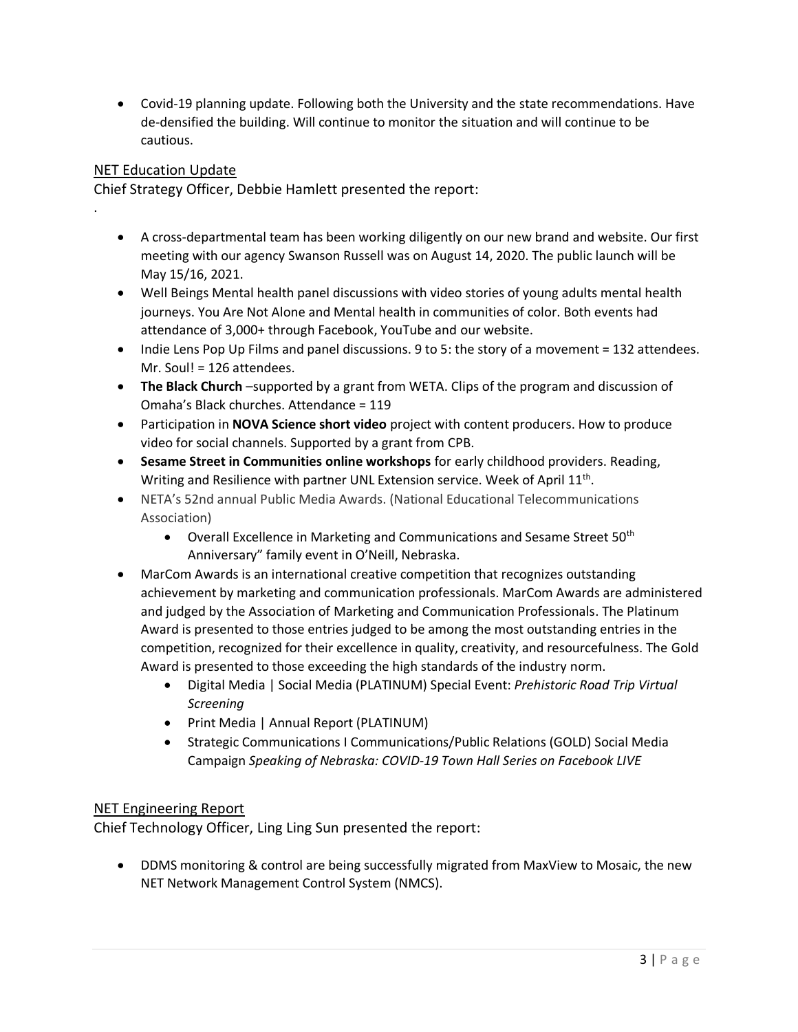- Covid-19 planning update. Following both the University and the state recommendations. Have de-densified the building. Will continue to monitor the situation and will continue to be cautious.

<u>NET Education Update</u>

Chief Strategy Officer, Debbie Hamlett presented the report:

.

- A cross-departmental team has been working diligently on our new brand and website. Our first meeting with our agency Swanson Russell was on August 14, 2020. The public launch will be May 15/16, 2021.
- Well Beings Mental health panel discussions with video stories of young adults mental health journeys. You Are Not Alone and Mental health in communities of color. Both events had attendance of 3,000+ through Facebook, YouTube and our website.
- Indie Lens Pop Up Films and panel discussions. 9 to 5: the story of a movement = 132 attendees. Mr. Soul! = 126 attendees.
- **The Black Church** –supported by a grant from WETA. Clips of the program and discussion of Omaha's Black churches. Attendance = 119
- Participation in **NOVA Science short video** project with content producers. How to produce video for social channels. Supported by a grant from CPB.
- **Sesame Street in Communities online workshops** for early childhood providers. Reading, Writing and Resilience with partner UNL Extension service. Week of April 11th.
- NETA's 52nd annual Public Media Awards. (National Educational Telecommunications Association)
  - Overall Excellence in Marketing and Communications and Sesame Street 50th Anniversary" family event in O'Neill, Nebraska.
- MarCom Awards is an international creative competition that recognizes outstanding achievement by marketing and communication professionals. MarCom Awards are administered and judged by the Association of Marketing and Communication Professionals. The Platinum Award is presented to those entries judged to be among the most outstanding entries in the competition, recognized for their excellence in quality, creativity, and resourcefulness. The Gold Award is presented to those exceeding the high standards of the industry norm.
  - Digital Media | Social Media (PLATINUM) Special Event: *Prehistoric Road Trip Virtual Screening*
  - Print Media | Annual Report (PLATINUM)
  - Strategic Communications I Communications/Public Relations (GOLD) Social Media Campaign *Speaking of Nebraska: COVID-19 Town Hall Series on Facebook LIVE*

<u>NET Engineering Report</u>

Chief Technology Officer, Ling Ling Sun presented the report:

- DDMS monitoring & control are being successfully migrated from MaxView to Mosaic, the new NET Network Management Control System (NMCS).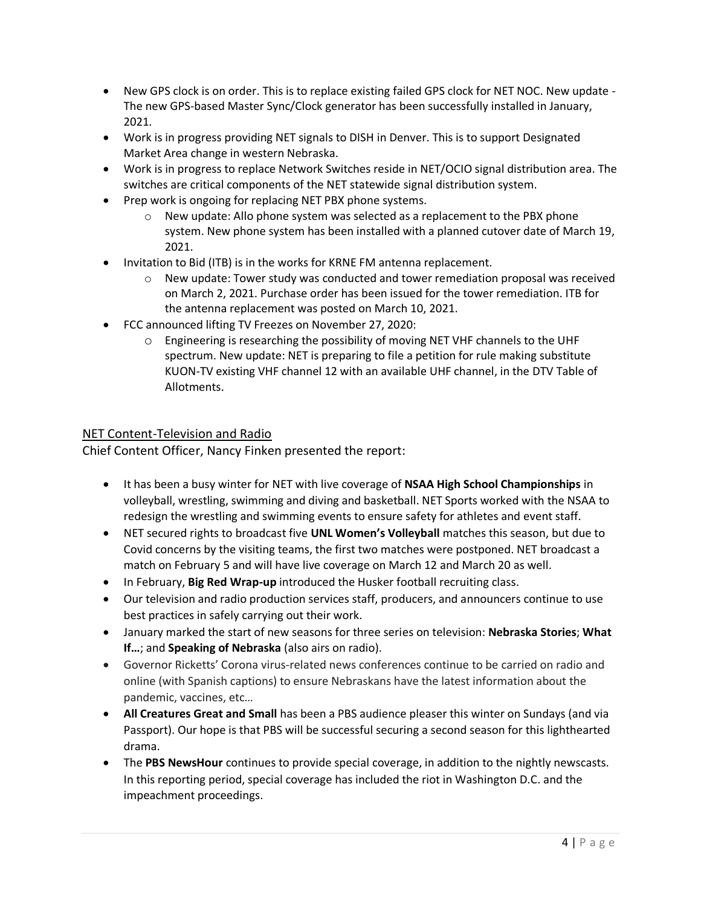- New GPS clock is on order. This is to replace existing failed GPS clock for NET NOC. New update - The new GPS-based Master Sync/Clock generator has been successfully installed in January, 2021.
- Work is in progress providing NET signals to DISH in Denver. This is to support Designated Market Area change in western Nebraska.
- Work is in progress to replace Network Switches reside in NET/OCIO signal distribution area. The switches are critical components of the NET statewide signal distribution system.
- Prep work is ongoing for replacing NET PBX phone systems.
    - New update: Allo phone system was selected as a replacement to the PBX phone system. New phone system has been installed with a planned cutover date of March 19, 2021.
- Invitation to Bid (ITB) is in the works for KRNE FM antenna replacement.
    - New update: Tower study was conducted and tower remediation proposal was received on March 2, 2021. Purchase order has been issued for the tower remediation. ITB for the antenna replacement was posted on March 10, 2021.
- FCC announced lifting TV Freezes on November 27, 2020:
    - Engineering is researching the possibility of moving NET VHF channels to the UHF spectrum. New update: NET is preparing to file a petition for rule making substitute KUON-TV existing VHF channel 12 with an available UHF channel, in the DTV Table of Allotments.

## NET Content-Television and Radio

Chief Content Officer, Nancy Finken presented the report:

- It has been a busy winter for NET with live coverage of **NSAA High School Championships** in volleyball, wrestling, swimming and diving and basketball. NET Sports worked with the NSAA to redesign the wrestling and swimming events to ensure safety for athletes and event staff.
- NET secured rights to broadcast five **UNL Women's Volleyball** matches this season, but due to Covid concerns by the visiting teams, the first two matches were postponed. NET broadcast a match on February 5 and will have live coverage on March 12 and March 20 as well.
- In February, **Big Red Wrap-up** introduced the Husker football recruiting class.
- Our television and radio production services staff, producers, and announcers continue to use best practices in safely carrying out their work.
- January marked the start of new seasons for three series on television: **Nebraska Stories**; **What If…**; and **Speaking of Nebraska** (also airs on radio).
- Governor Ricketts' Corona virus-related news conferences continue to be carried on radio and online (with Spanish captions) to ensure Nebraskans have the latest information about the pandemic, vaccines, etc…
- **All Creatures Great and Small** has been a PBS audience pleaser this winter on Sundays (and via Passport). Our hope is that PBS will be successful securing a second season for this lighthearted drama.
- The **PBS NewsHour** continues to provide special coverage, in addition to the nightly newscasts. In this reporting period, special coverage has included the riot in Washington D.C. and the impeachment proceedings.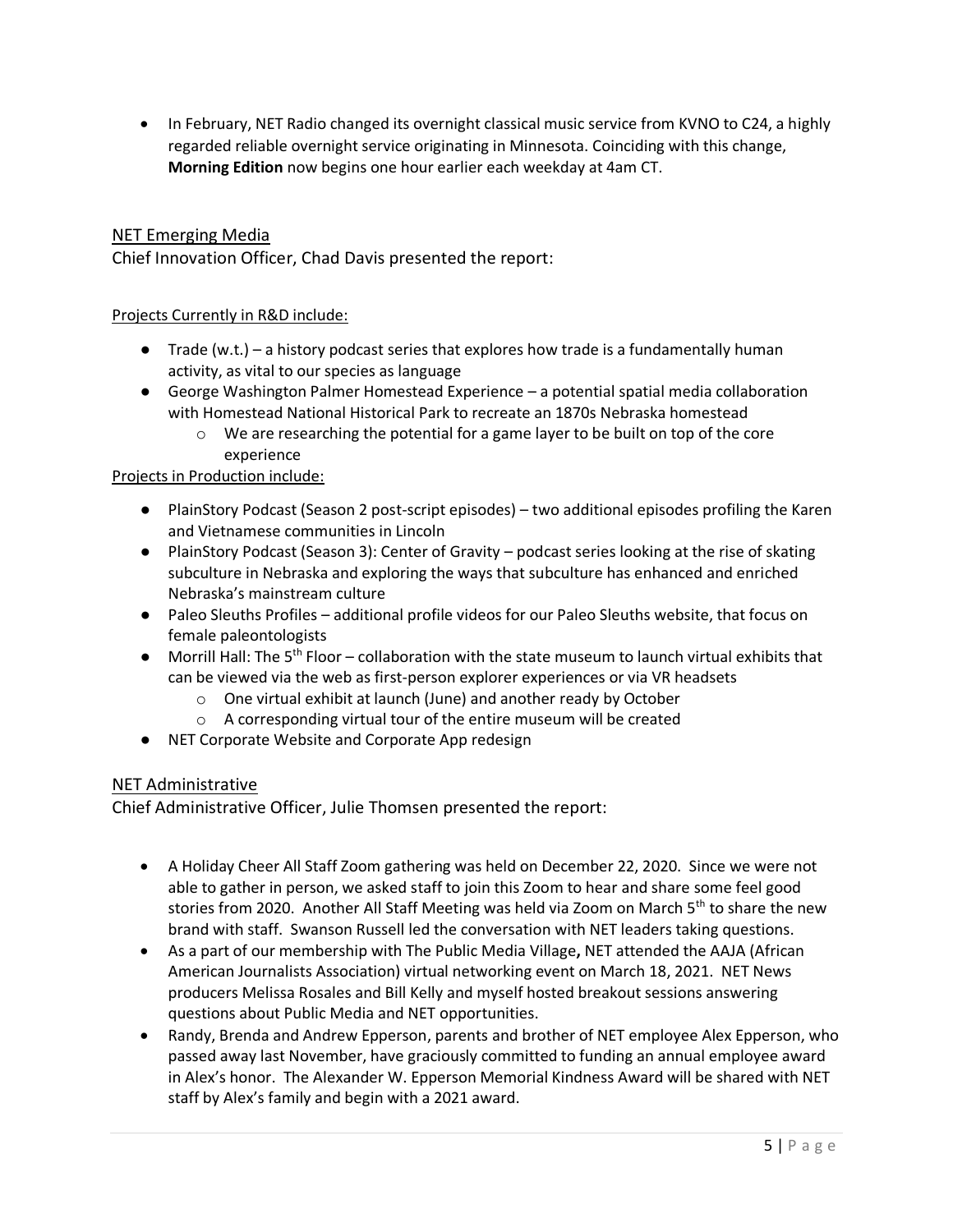- In February, NET Radio changed its overnight classical music service from KVNO to C24, a highly regarded reliable overnight service originating in Minnesota. Coinciding with this change, **Morning Edition** now begins one hour earlier each weekday at 4am CT.

## NET Emerging Media

Chief Innovation Officer, Chad Davis presented the report:

### Projects Currently in R&D include:

- Trade (w.t.) – a history podcast series that explores how trade is a fundamentally human activity, as vital to our species as language
- George Washington Palmer Homestead Experience – a potential spatial media collaboration with Homestead National Historical Park to recreate an 1870s Nebraska homestead
  - We are researching the potential for a game layer to be built on top of the core experience

### Projects in Production include:

- PlainStory Podcast (Season 2 post-script episodes) – two additional episodes profiling the Karen and Vietnamese communities in Lincoln
- PlainStory Podcast (Season 3): Center of Gravity – podcast series looking at the rise of skating subculture in Nebraska and exploring the ways that subculture has enhanced and enriched Nebraska's mainstream culture
- Paleo Sleuths Profiles – additional profile videos for our Paleo Sleuths website, that focus on female paleontologists
- Morrill Hall: The 5th Floor – collaboration with the state museum to launch virtual exhibits that can be viewed via the web as first-person explorer experiences or via VR headsets
  - One virtual exhibit at launch (June) and another ready by October
  - A corresponding virtual tour of the entire museum will be created
- NET Corporate Website and Corporate App redesign

## NET Administrative

Chief Administrative Officer, Julie Thomsen presented the report:

- A Holiday Cheer All Staff Zoom gathering was held on December 22, 2020. Since we were not able to gather in person, we asked staff to join this Zoom to hear and share some feel good stories from 2020. Another All Staff Meeting was held via Zoom on March 5th to share the new brand with staff. Swanson Russell led the conversation with NET leaders taking questions.
- As a part of our membership with The Public Media Village**,** NET attended the AAJA (African American Journalists Association) virtual networking event on March 18, 2021. NET News producers Melissa Rosales and Bill Kelly and myself hosted breakout sessions answering questions about Public Media and NET opportunities.
- Randy, Brenda and Andrew Epperson, parents and brother of NET employee Alex Epperson, who passed away last November, have graciously committed to funding an annual employee award in Alex's honor. The Alexander W. Epperson Memorial Kindness Award will be shared with NET staff by Alex's family and begin with a 2021 award.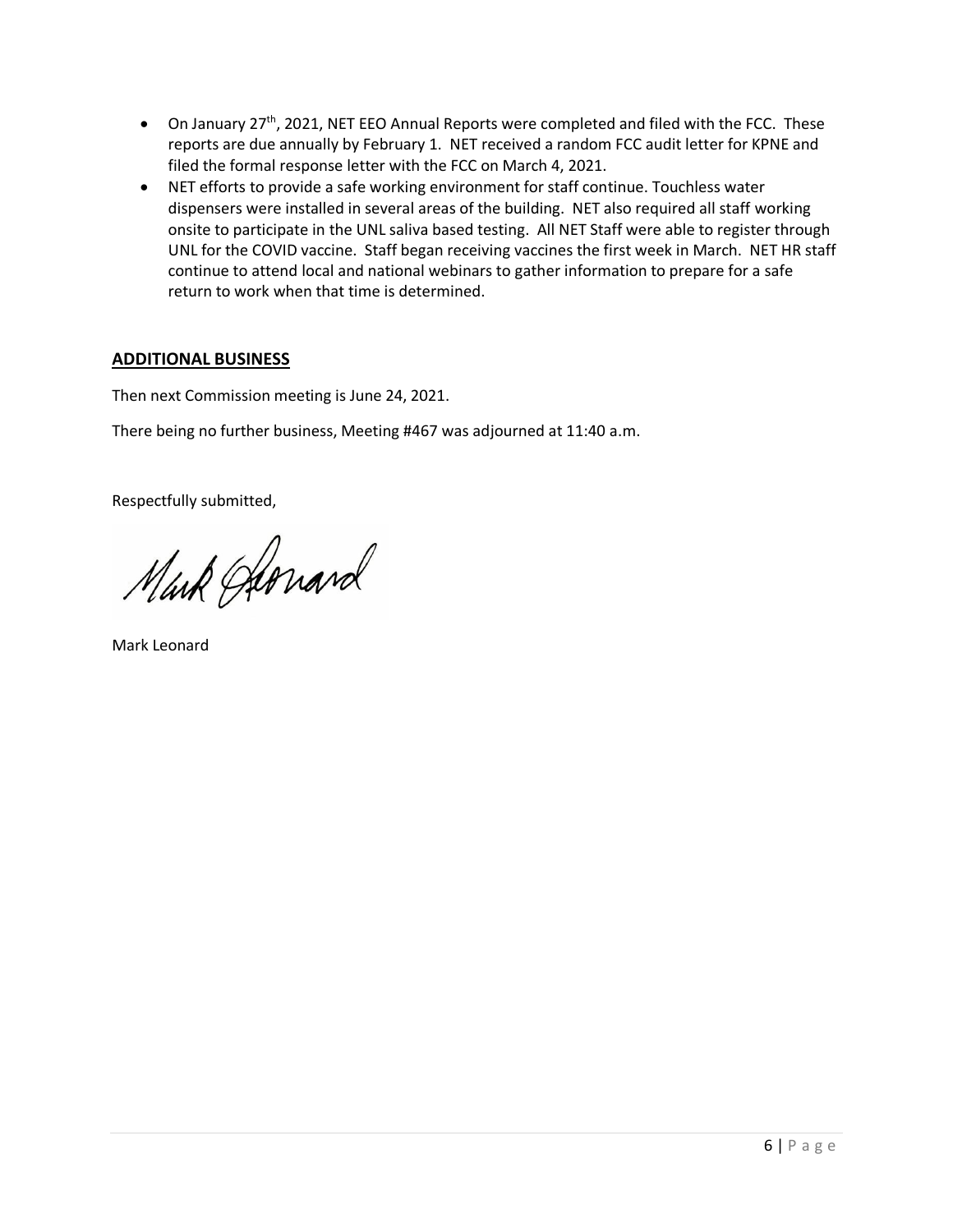- On January 27th, 2021, NET EEO Annual Reports were completed and filed with the FCC. These reports are due annually by February 1. NET received a random FCC audit letter for KPNE and filed the formal response letter with the FCC on March 4, 2021.
- NET efforts to provide a safe working environment for staff continue. Touchless water dispensers were installed in several areas of the building. NET also required all staff working onsite to participate in the UNL saliva based testing. All NET Staff were able to register through UNL for the COVID vaccine. Staff began receiving vaccines the first week in March. NET HR staff continue to attend local and national webinars to gather information to prepare for a safe return to work when that time is determined.

## ADDITIONAL BUSINESS

Then next Commission meeting is June 24, 2021.

There being no further business, Meeting #467 was adjourned at 11:40 a.m.

Respectfully submitted,

Mark Leonard